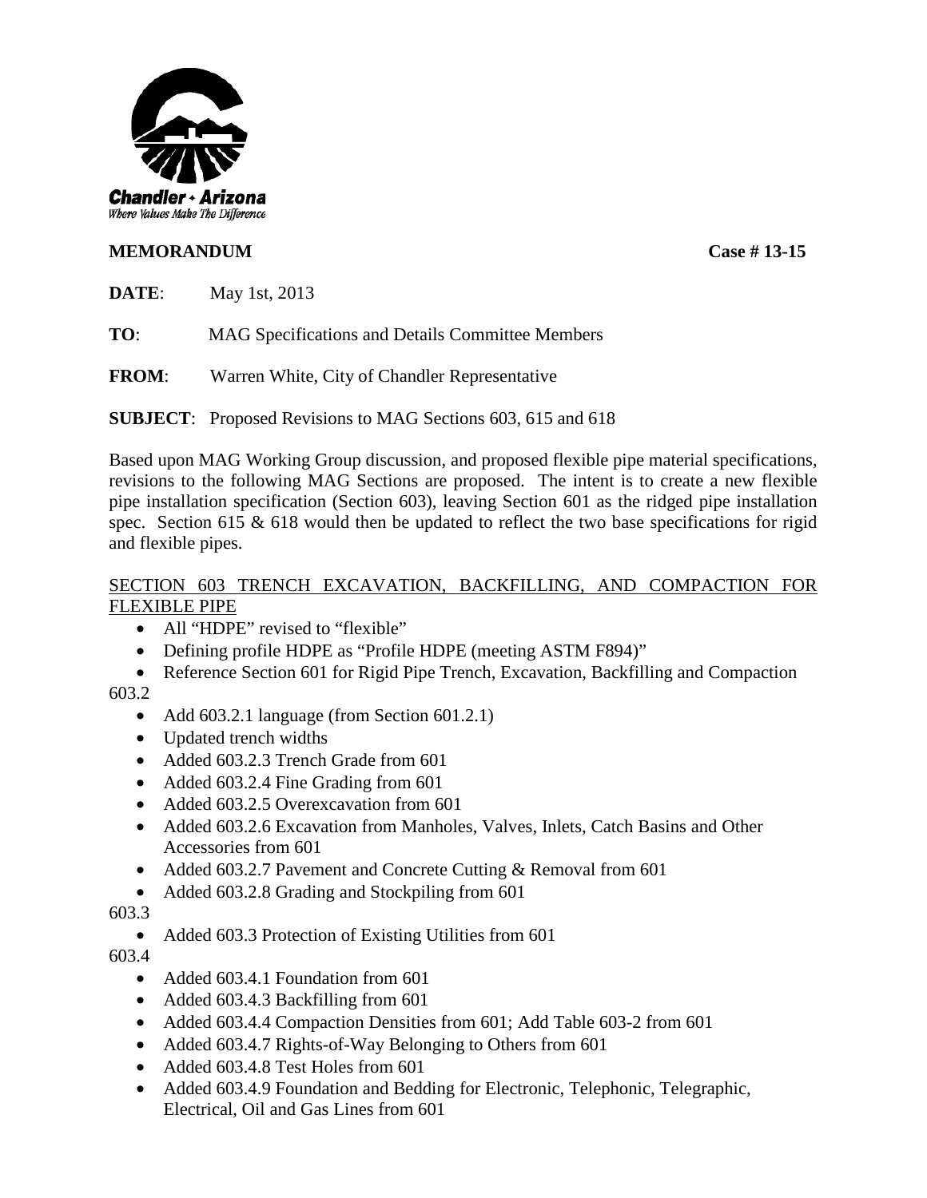Chandler • Arizona
*Where Values Make The Difference*

**MEMORANDUM** **Case # 13-15**

**DATE**: May 1st, 2013

**TO**: MAG Specifications and Details Committee Members

**FROM**: Warren White, City of Chandler Representative

**SUBJECT**: Proposed Revisions to MAG Sections 603, 615 and 618

Based upon MAG Working Group discussion, and proposed flexible pipe material specifications, revisions to the following MAG Sections are proposed. The intent is to create a new flexible pipe installation specification (Section 603), leaving Section 601 as the ridged pipe installation spec. Section 615 & 618 would then be updated to reflect the two base specifications for rigid and flexible pipes.

<u>SECTION 603 TRENCH EXCAVATION, BACKFILLING, AND COMPACTION FOR FLEXIBLE PIPE</u>

- All "HDPE" revised to "flexible"
- Defining profile HDPE as "Profile HDPE (meeting ASTM F894)"
- Reference Section 601 for Rigid Pipe Trench, Excavation, Backfilling and Compaction

603.2

- Add 603.2.1 language (from Section 601.2.1)
- Updated trench widths
- Added 603.2.3 Trench Grade from 601
- Added 603.2.4 Fine Grading from 601
- Added 603.2.5 Overexcavation from 601
- Added 603.2.6 Excavation from Manholes, Valves, Inlets, Catch Basins and Other Accessories from 601
- Added 603.2.7 Pavement and Concrete Cutting & Removal from 601
- Added 603.2.8 Grading and Stockpiling from 601

603.3

- Added 603.3 Protection of Existing Utilities from 601

603.4

- Added 603.4.1 Foundation from 601
- Added 603.4.3 Backfilling from 601
- Added 603.4.4 Compaction Densities from 601; Add Table 603-2 from 601
- Added 603.4.7 Rights-of-Way Belonging to Others from 601
- Added 603.4.8 Test Holes from 601
- Added 603.4.9 Foundation and Bedding for Electronic, Telephonic, Telegraphic, Electrical, Oil and Gas Lines from 601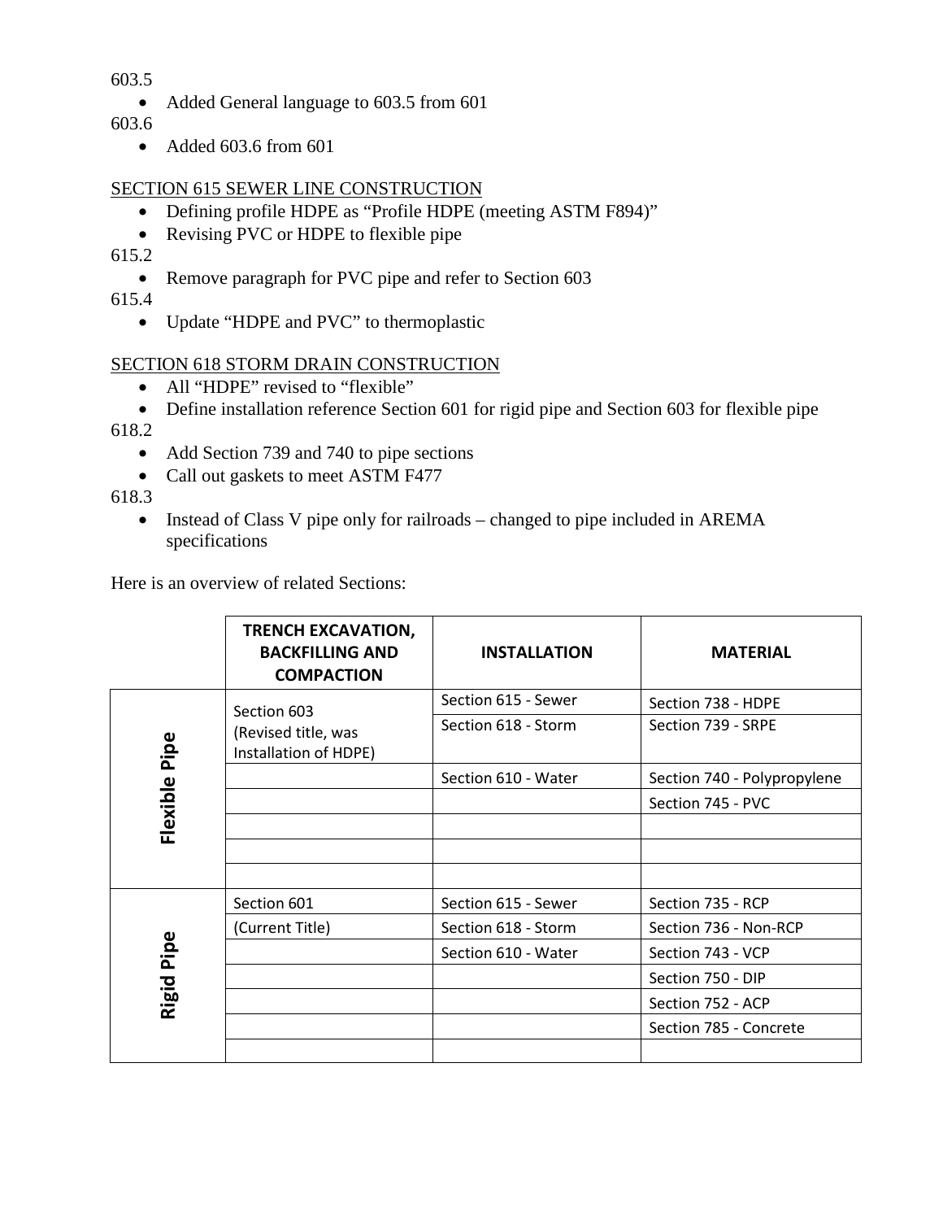603.5

- Added General language to 603.5 from 601

603.6

- Added 603.6 from 601

SECTION 615 SEWER LINE CONSTRUCTION

- Defining profile HDPE as "Profile HDPE (meeting ASTM F894)"
- Revising PVC or HDPE to flexible pipe

615.2

- Remove paragraph for PVC pipe and refer to Section 603

615.4

- Update "HDPE and PVC" to thermoplastic

SECTION 618 STORM DRAIN CONSTRUCTION

- All "HDPE" revised to "flexible"
- Define installation reference Section 601 for rigid pipe and Section 603 for flexible pipe

618.2

- Add Section 739 and 740 to pipe sections
- Call out gaskets to meet ASTM F477

618.3

- Instead of Class V pipe only for railroads – changed to pipe included in AREMA specifications

Here is an overview of related Sections:

| | TRENCH EXCAVATION, BACKFILLING AND COMPACTION | INSTALLATION | MATERIAL |
|---|---|---|---|
| **Flexible Pipe** | Section 603 (Revised title, was Installation of HDPE) | Section 615 - Sewer | Section 738 - HDPE |
| | | Section 618 - Storm | Section 739 - SRPE |
| | | Section 610 - Water | Section 740 - Polypropylene |
| | | | Section 745 - PVC |
| | | | |
| | | | |
| | | | |
| **Rigid Pipe** | Section 601 | Section 615 - Sewer | Section 735 - RCP |
| | (Current Title) | Section 618 - Storm | Section 736 - Non-RCP |
| | | Section 610 - Water | Section 743 - VCP |
| | | | Section 750 - DIP |
| | | | Section 752 - ACP |
| | | | Section 785 - Concrete |
| | | | |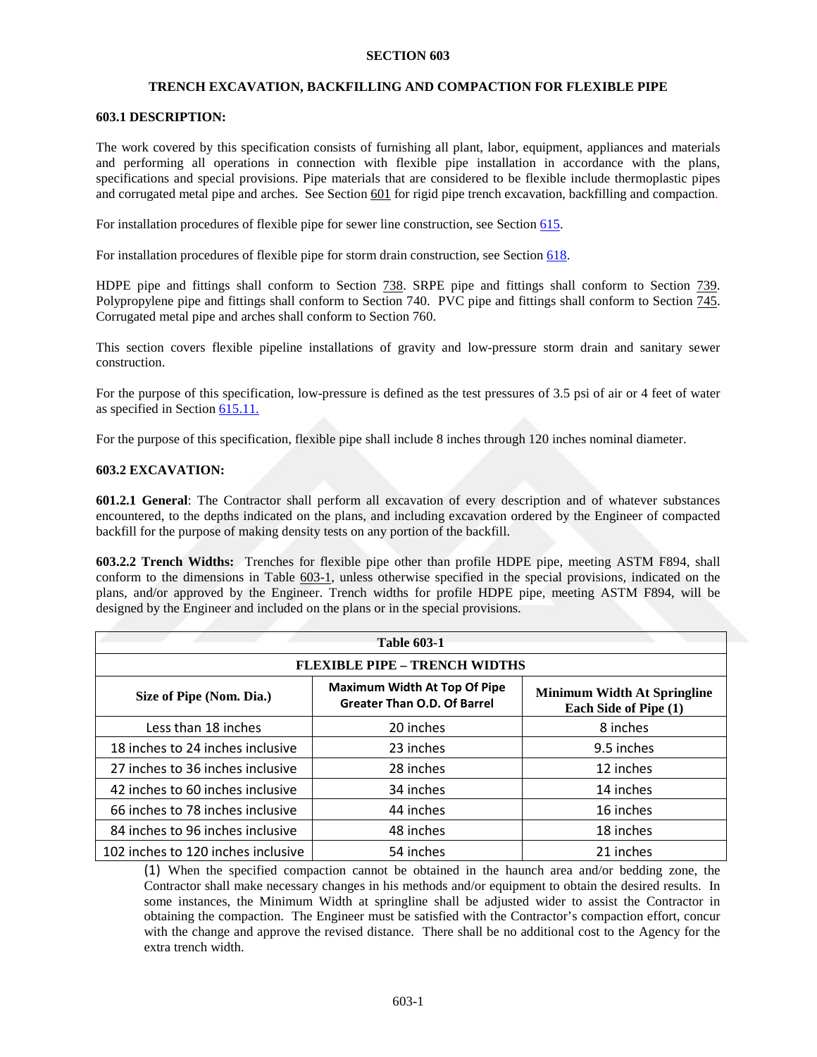# SECTION 603

## TRENCH EXCAVATION, BACKFILLING AND COMPACTION FOR FLEXIBLE PIPE

### 603.1 DESCRIPTION:

The work covered by this specification consists of furnishing all plant, labor, equipment, appliances and materials and performing all operations in connection with flexible pipe installation in accordance with the plans, specifications and special provisions. Pipe materials that are considered to be flexible include thermoplastic pipes and corrugated metal pipe and arches. See Section 601 for rigid pipe trench excavation, backfilling and compaction.

For installation procedures of flexible pipe for sewer line construction, see Section 615.

For installation procedures of flexible pipe for storm drain construction, see Section 618.

HDPE pipe and fittings shall conform to Section 738. SRPE pipe and fittings shall conform to Section 739. Polypropylene pipe and fittings shall conform to Section 740. PVC pipe and fittings shall conform to Section 745. Corrugated metal pipe and arches shall conform to Section 760.

This section covers flexible pipeline installations of gravity and low-pressure storm drain and sanitary sewer construction.

For the purpose of this specification, low-pressure is defined as the test pressures of 3.5 psi of air or 4 feet of water as specified in Section 615.11.

For the purpose of this specification, flexible pipe shall include 8 inches through 120 inches nominal diameter.

### 603.2 EXCAVATION:

**601.2.1 General**: The Contractor shall perform all excavation of every description and of whatever substances encountered, to the depths indicated on the plans, and including excavation ordered by the Engineer of compacted backfill for the purpose of making density tests on any portion of the backfill.

**603.2.2 Trench Widths:** Trenches for flexible pipe other than profile HDPE pipe, meeting ASTM F894, shall conform to the dimensions in Table 603-1, unless otherwise specified in the special provisions, indicated on the plans, and/or approved by the Engineer. Trench widths for profile HDPE pipe, meeting ASTM F894, will be designed by the Engineer and included on the plans or in the special provisions.

| Table 603-1 | | |
|---|---|---|
| **FLEXIBLE PIPE – TRENCH WIDTHS** | | |
| **Size of Pipe (Nom. Dia.)** | **Maximum Width At Top Of Pipe Greater Than O.D. Of Barrel** | **Minimum Width At Springline Each Side of Pipe (1)** |
| Less than 18 inches | 20 inches | 8 inches |
| 18 inches to 24 inches inclusive | 23 inches | 9.5 inches |
| 27 inches to 36 inches inclusive | 28 inches | 12 inches |
| 42 inches to 60 inches inclusive | 34 inches | 14 inches |
| 66 inches to 78 inches inclusive | 44 inches | 16 inches |
| 84 inches to 96 inches inclusive | 48 inches | 18 inches |
| 102 inches to 120 inches inclusive | 54 inches | 21 inches |

(1) When the specified compaction cannot be obtained in the haunch area and/or bedding zone, the Contractor shall make necessary changes in his methods and/or equipment to obtain the desired results. In some instances, the Minimum Width at springline shall be adjusted wider to assist the Contractor in obtaining the compaction. The Engineer must be satisfied with the Contractor's compaction effort, concur with the change and approve the revised distance. There shall be no additional cost to the Agency for the extra trench width.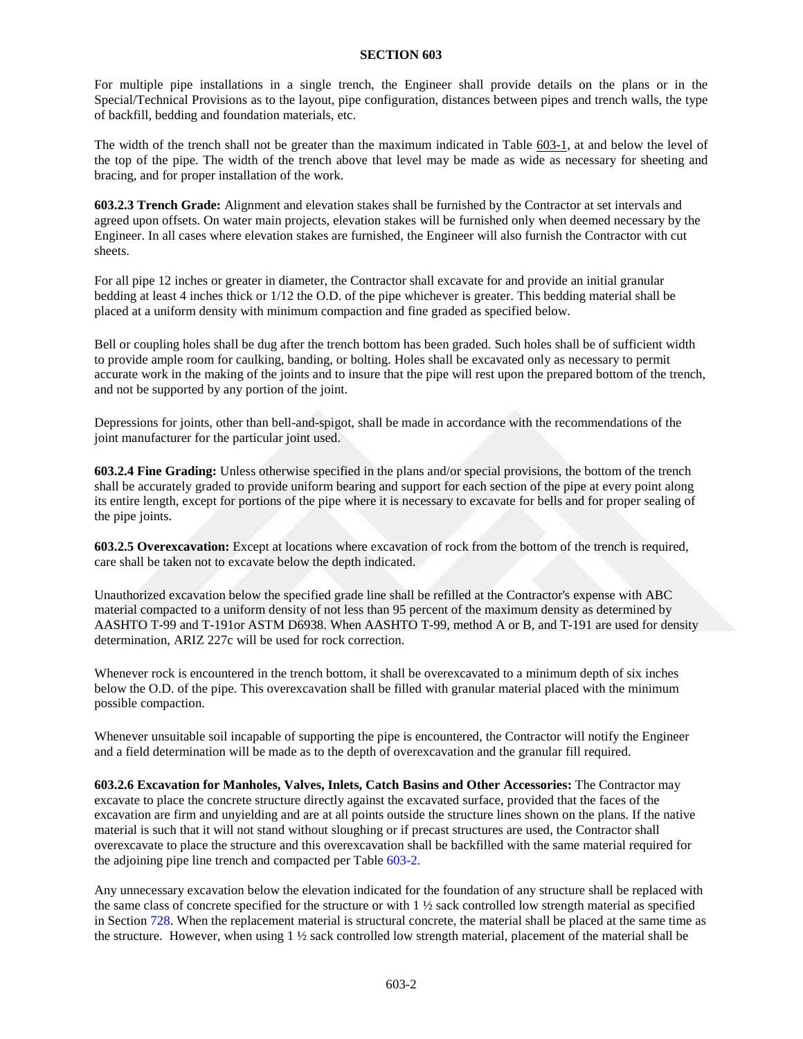## SECTION 603

For multiple pipe installations in a single trench, the Engineer shall provide details on the plans or in the Special/Technical Provisions as to the layout, pipe configuration, distances between pipes and trench walls, the type of backfill, bedding and foundation materials, etc.

The width of the trench shall not be greater than the maximum indicated in Table 603-1, at and below the level of the top of the pipe. The width of the trench above that level may be made as wide as necessary for sheeting and bracing, and for proper installation of the work.

**603.2.3 Trench Grade:** Alignment and elevation stakes shall be furnished by the Contractor at set intervals and agreed upon offsets. On water main projects, elevation stakes will be furnished only when deemed necessary by the Engineer. In all cases where elevation stakes are furnished, the Engineer will also furnish the Contractor with cut sheets.

For all pipe 12 inches or greater in diameter, the Contractor shall excavate for and provide an initial granular bedding at least 4 inches thick or 1/12 the O.D. of the pipe whichever is greater. This bedding material shall be placed at a uniform density with minimum compaction and fine graded as specified below.

Bell or coupling holes shall be dug after the trench bottom has been graded. Such holes shall be of sufficient width to provide ample room for caulking, banding, or bolting. Holes shall be excavated only as necessary to permit accurate work in the making of the joints and to insure that the pipe will rest upon the prepared bottom of the trench, and not be supported by any portion of the joint.

Depressions for joints, other than bell-and-spigot, shall be made in accordance with the recommendations of the joint manufacturer for the particular joint used.

**603.2.4 Fine Grading:** Unless otherwise specified in the plans and/or special provisions, the bottom of the trench shall be accurately graded to provide uniform bearing and support for each section of the pipe at every point along its entire length, except for portions of the pipe where it is necessary to excavate for bells and for proper sealing of the pipe joints.

**603.2.5 Overexcavation:** Except at locations where excavation of rock from the bottom of the trench is required, care shall be taken not to excavate below the depth indicated.

Unauthorized excavation below the specified grade line shall be refilled at the Contractor's expense with ABC material compacted to a uniform density of not less than 95 percent of the maximum density as determined by AASHTO T-99 and T-191or ASTM D6938. When AASHTO T-99, method A or B, and T-191 are used for density determination, ARIZ 227c will be used for rock correction.

Whenever rock is encountered in the trench bottom, it shall be overexcavated to a minimum depth of six inches below the O.D. of the pipe. This overexcavation shall be filled with granular material placed with the minimum possible compaction.

Whenever unsuitable soil incapable of supporting the pipe is encountered, the Contractor will notify the Engineer and a field determination will be made as to the depth of overexcavation and the granular fill required.

**603.2.6 Excavation for Manholes, Valves, Inlets, Catch Basins and Other Accessories:** The Contractor may excavate to place the concrete structure directly against the excavated surface, provided that the faces of the excavation are firm and unyielding and are at all points outside the structure lines shown on the plans. If the native material is such that it will not stand without sloughing or if precast structures are used, the Contractor shall overexcavate to place the structure and this overexcavation shall be backfilled with the same material required for the adjoining pipe line trench and compacted per Table 603-2.

Any unnecessary excavation below the elevation indicated for the foundation of any structure shall be replaced with the same class of concrete specified for the structure or with 1 ½ sack controlled low strength material as specified in Section 728. When the replacement material is structural concrete, the material shall be placed at the same time as the structure. However, when using 1 ½ sack controlled low strength material, placement of the material shall be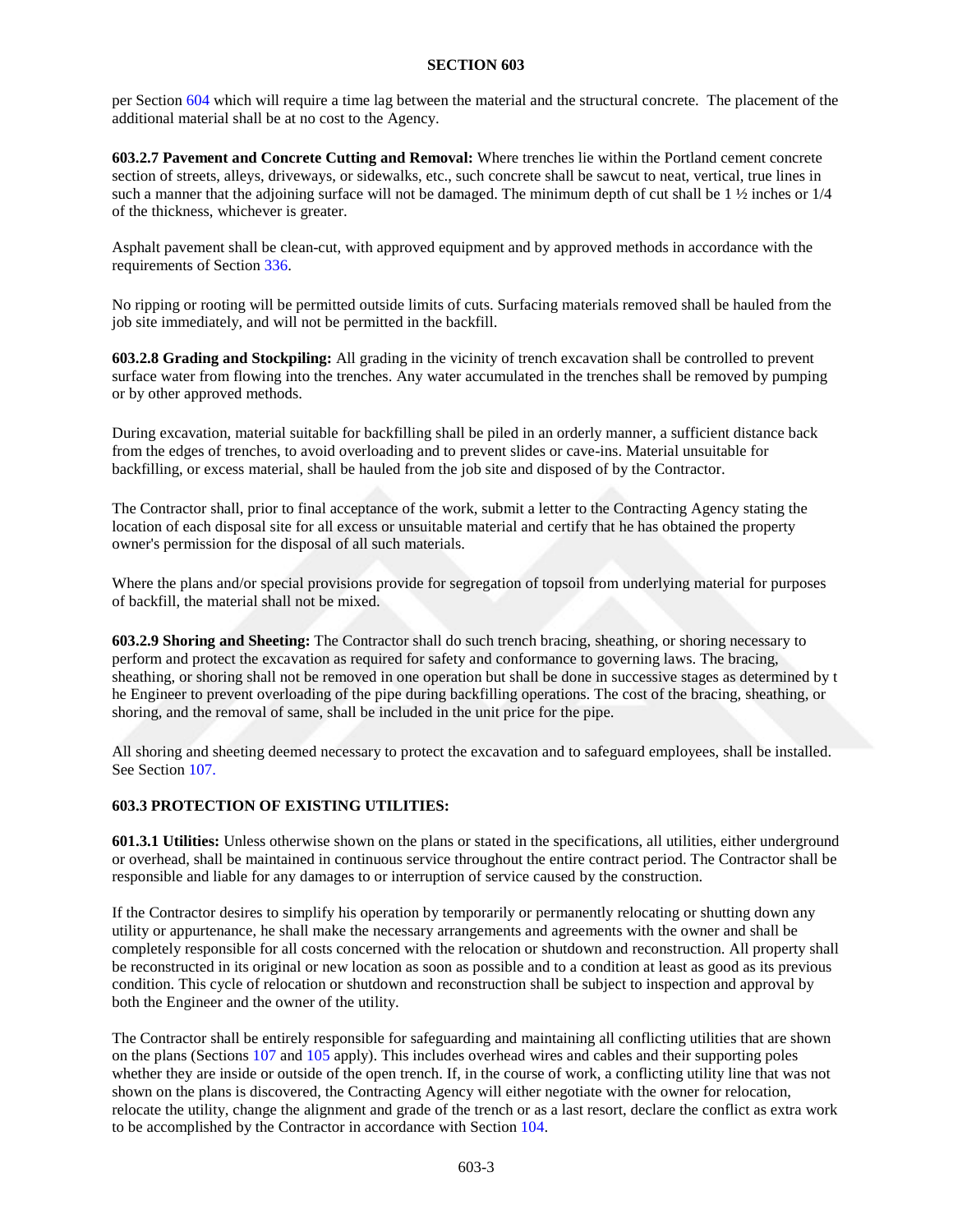per Section 604 which will require a time lag between the material and the structural concrete. The placement of the additional material shall be at no cost to the Agency.

**603.2.7 Pavement and Concrete Cutting and Removal:** Where trenches lie within the Portland cement concrete section of streets, alleys, driveways, or sidewalks, etc., such concrete shall be sawcut to neat, vertical, true lines in such a manner that the adjoining surface will not be damaged. The minimum depth of cut shall be 1 ½ inches or 1/4 of the thickness, whichever is greater.

Asphalt pavement shall be clean-cut, with approved equipment and by approved methods in accordance with the requirements of Section 336.

No ripping or rooting will be permitted outside limits of cuts. Surfacing materials removed shall be hauled from the job site immediately, and will not be permitted in the backfill.

**603.2.8 Grading and Stockpiling:** All grading in the vicinity of trench excavation shall be controlled to prevent surface water from flowing into the trenches. Any water accumulated in the trenches shall be removed by pumping or by other approved methods.

During excavation, material suitable for backfilling shall be piled in an orderly manner, a sufficient distance back from the edges of trenches, to avoid overloading and to prevent slides or cave-ins. Material unsuitable for backfilling, or excess material, shall be hauled from the job site and disposed of by the Contractor.

The Contractor shall, prior to final acceptance of the work, submit a letter to the Contracting Agency stating the location of each disposal site for all excess or unsuitable material and certify that he has obtained the property owner's permission for the disposal of all such materials.

Where the plans and/or special provisions provide for segregation of topsoil from underlying material for purposes of backfill, the material shall not be mixed.

**603.2.9 Shoring and Sheeting:** The Contractor shall do such trench bracing, sheathing, or shoring necessary to perform and protect the excavation as required for safety and conformance to governing laws. The bracing, sheathing, or shoring shall not be removed in one operation but shall be done in successive stages as determined by t he Engineer to prevent overloading of the pipe during backfilling operations. The cost of the bracing, sheathing, or shoring, and the removal of same, shall be included in the unit price for the pipe.

All shoring and sheeting deemed necessary to protect the excavation and to safeguard employees, shall be installed. See Section 107.

**603.3 PROTECTION OF EXISTING UTILITIES:**

**601.3.1 Utilities:** Unless otherwise shown on the plans or stated in the specifications, all utilities, either underground or overhead, shall be maintained in continuous service throughout the entire contract period. The Contractor shall be responsible and liable for any damages to or interruption of service caused by the construction.

If the Contractor desires to simplify his operation by temporarily or permanently relocating or shutting down any utility or appurtenance, he shall make the necessary arrangements and agreements with the owner and shall be completely responsible for all costs concerned with the relocation or shutdown and reconstruction. All property shall be reconstructed in its original or new location as soon as possible and to a condition at least as good as its previous condition. This cycle of relocation or shutdown and reconstruction shall be subject to inspection and approval by both the Engineer and the owner of the utility.

The Contractor shall be entirely responsible for safeguarding and maintaining all conflicting utilities that are shown on the plans (Sections 107 and 105 apply). This includes overhead wires and cables and their supporting poles whether they are inside or outside of the open trench. If, in the course of work, a conflicting utility line that was not shown on the plans is discovered, the Contracting Agency will either negotiate with the owner for relocation, relocate the utility, change the alignment and grade of the trench or as a last resort, declare the conflict as extra work to be accomplished by the Contractor in accordance with Section 104.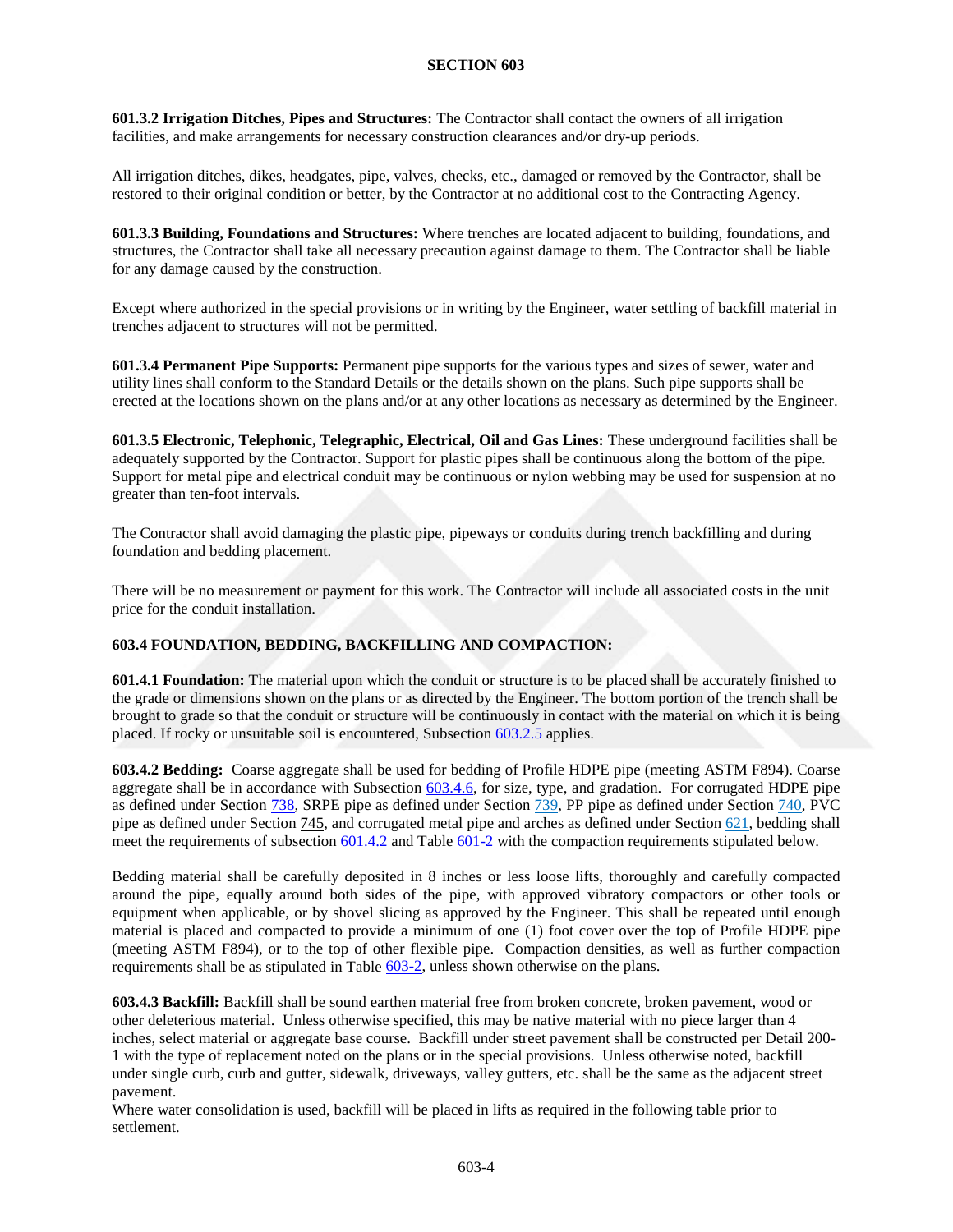**601.3.2 Irrigation Ditches, Pipes and Structures:** The Contractor shall contact the owners of all irrigation facilities, and make arrangements for necessary construction clearances and/or dry-up periods.

All irrigation ditches, dikes, headgates, pipe, valves, checks, etc., damaged or removed by the Contractor, shall be restored to their original condition or better, by the Contractor at no additional cost to the Contracting Agency.

**601.3.3 Building, Foundations and Structures:** Where trenches are located adjacent to building, foundations, and structures, the Contractor shall take all necessary precaution against damage to them. The Contractor shall be liable for any damage caused by the construction.

Except where authorized in the special provisions or in writing by the Engineer, water settling of backfill material in trenches adjacent to structures will not be permitted.

**601.3.4 Permanent Pipe Supports:** Permanent pipe supports for the various types and sizes of sewer, water and utility lines shall conform to the Standard Details or the details shown on the plans. Such pipe supports shall be erected at the locations shown on the plans and/or at any other locations as necessary as determined by the Engineer.

**601.3.5 Electronic, Telephonic, Telegraphic, Electrical, Oil and Gas Lines:** These underground facilities shall be adequately supported by the Contractor. Support for plastic pipes shall be continuous along the bottom of the pipe. Support for metal pipe and electrical conduit may be continuous or nylon webbing may be used for suspension at no greater than ten-foot intervals.

The Contractor shall avoid damaging the plastic pipe, pipeways or conduits during trench backfilling and during foundation and bedding placement.

There will be no measurement or payment for this work. The Contractor will include all associated costs in the unit price for the conduit installation.

## 603.4 FOUNDATION, BEDDING, BACKFILLING AND COMPACTION:

**601.4.1 Foundation:** The material upon which the conduit or structure is to be placed shall be accurately finished to the grade or dimensions shown on the plans or as directed by the Engineer. The bottom portion of the trench shall be brought to grade so that the conduit or structure will be continuously in contact with the material on which it is being placed. If rocky or unsuitable soil is encountered, Subsection 603.2.5 applies.

**603.4.2 Bedding:** Coarse aggregate shall be used for bedding of Profile HDPE pipe (meeting ASTM F894). Coarse aggregate shall be in accordance with Subsection 603.4.6, for size, type, and gradation. For corrugated HDPE pipe as defined under Section 738, SRPE pipe as defined under Section 739, PP pipe as defined under Section 740, PVC pipe as defined under Section 745, and corrugated metal pipe and arches as defined under Section 621, bedding shall meet the requirements of subsection 601.4.2 and Table 601-2 with the compaction requirements stipulated below.

Bedding material shall be carefully deposited in 8 inches or less loose lifts, thoroughly and carefully compacted around the pipe, equally around both sides of the pipe, with approved vibratory compactors or other tools or equipment when applicable, or by shovel slicing as approved by the Engineer. This shall be repeated until enough material is placed and compacted to provide a minimum of one (1) foot cover over the top of Profile HDPE pipe (meeting ASTM F894), or to the top of other flexible pipe. Compaction densities, as well as further compaction requirements shall be as stipulated in Table 603-2, unless shown otherwise on the plans.

**603.4.3 Backfill:** Backfill shall be sound earthen material free from broken concrete, broken pavement, wood or other deleterious material. Unless otherwise specified, this may be native material with no piece larger than 4 inches, select material or aggregate base course. Backfill under street pavement shall be constructed per Detail 200-1 with the type of replacement noted on the plans or in the special provisions. Unless otherwise noted, backfill under single curb, curb and gutter, sidewalk, driveways, valley gutters, etc. shall be the same as the adjacent street pavement.

Where water consolidation is used, backfill will be placed in lifts as required in the following table prior to settlement.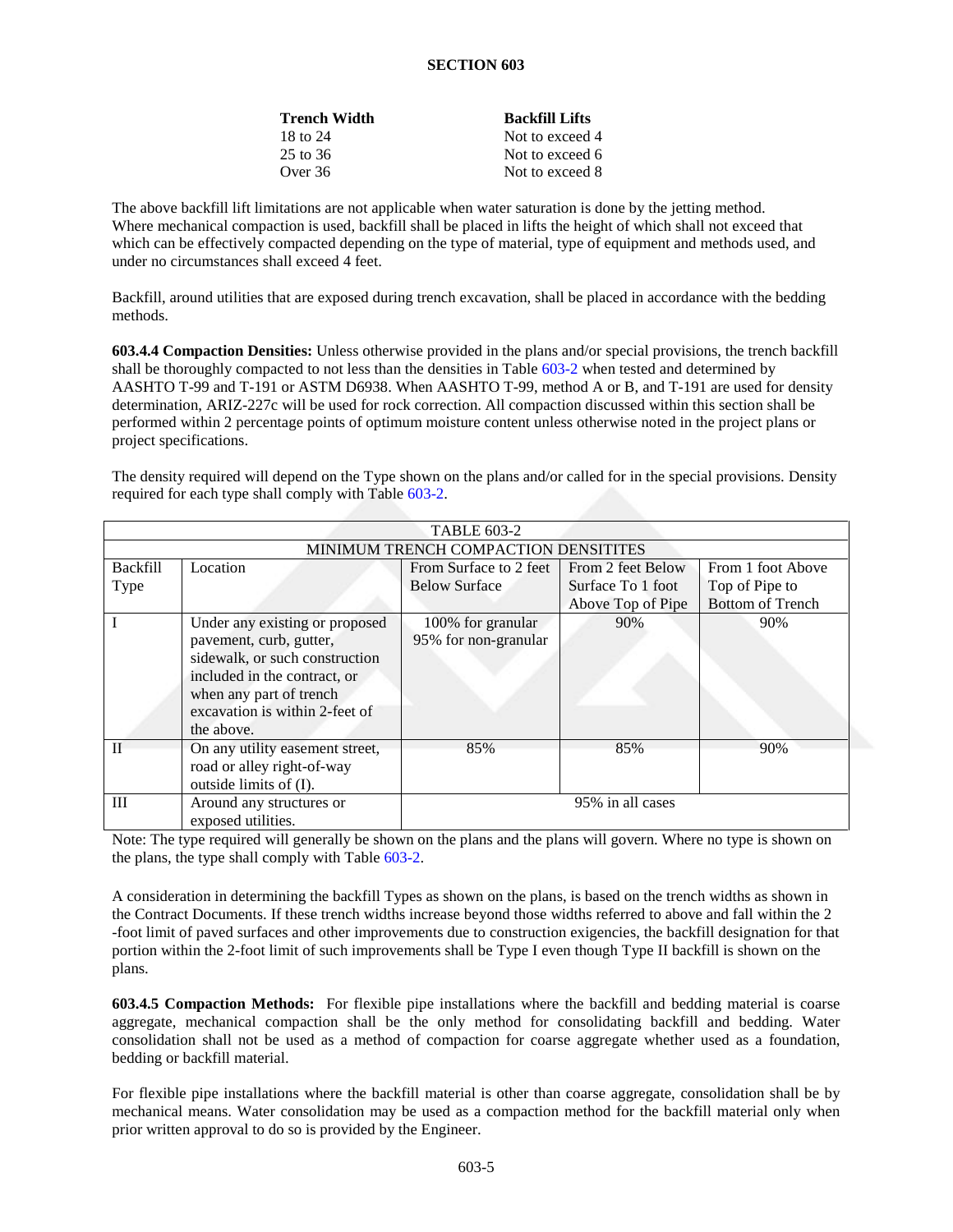# SECTION 603

| Trench Width | Backfill Lifts |
|---|---|
| 18 to 24 | Not to exceed 4 |
| 25 to 36 | Not to exceed 6 |
| Over 36 | Not to exceed 8 |

The above backfill lift limitations are not applicable when water saturation is done by the jetting method. Where mechanical compaction is used, backfill shall be placed in lifts the height of which shall not exceed that which can be effectively compacted depending on the type of material, type of equipment and methods used, and under no circumstances shall exceed 4 feet.

Backfill, around utilities that are exposed during trench excavation, shall be placed in accordance with the bedding methods.

**603.4.4 Compaction Densities:** Unless otherwise provided in the plans and/or special provisions, the trench backfill shall be thoroughly compacted to not less than the densities in Table 603-2 when tested and determined by AASHTO T-99 and T-191 or ASTM D6938. When AASHTO T-99, method A or B, and T-191 are used for density determination, ARIZ-227c will be used for rock correction. All compaction discussed within this section shall be performed within 2 percentage points of optimum moisture content unless otherwise noted in the project plans or project specifications.

The density required will depend on the Type shown on the plans and/or called for in the special provisions. Density required for each type shall comply with Table 603-2.

| TABLE 603-2 MINIMUM TRENCH COMPACTION DENSITITES | | | | |
|---|---|---|---|---|
| Backfill Type | Location | From Surface to 2 feet Below Surface | From 2 feet Below Surface To 1 foot Above Top of Pipe | From 1 foot Above Top of Pipe to Bottom of Trench |
| I | Under any existing or proposed pavement, curb, gutter, sidewalk, or such construction included in the contract, or when any part of trench excavation is within 2-feet of the above. | 100% for granular 95% for non-granular | 90% | 90% |
| II | On any utility easement street, road or alley right-of-way outside limits of (I). | 85% | 85% | 90% |
| III | Around any structures or exposed utilities. | 95% in all cases | | |

Note: The type required will generally be shown on the plans and the plans will govern. Where no type is shown on the plans, the type shall comply with Table 603-2.

A consideration in determining the backfill Types as shown on the plans, is based on the trench widths as shown in the Contract Documents. If these trench widths increase beyond those widths referred to above and fall within the 2 -foot limit of paved surfaces and other improvements due to construction exigencies, the backfill designation for that portion within the 2-foot limit of such improvements shall be Type I even though Type II backfill is shown on the plans.

**603.4.5 Compaction Methods:** For flexible pipe installations where the backfill and bedding material is coarse aggregate, mechanical compaction shall be the only method for consolidating backfill and bedding. Water consolidation shall not be used as a method of compaction for coarse aggregate whether used as a foundation, bedding or backfill material.

For flexible pipe installations where the backfill material is other than coarse aggregate, consolidation shall be by mechanical means. Water consolidation may be used as a compaction method for the backfill material only when prior written approval to do so is provided by the Engineer.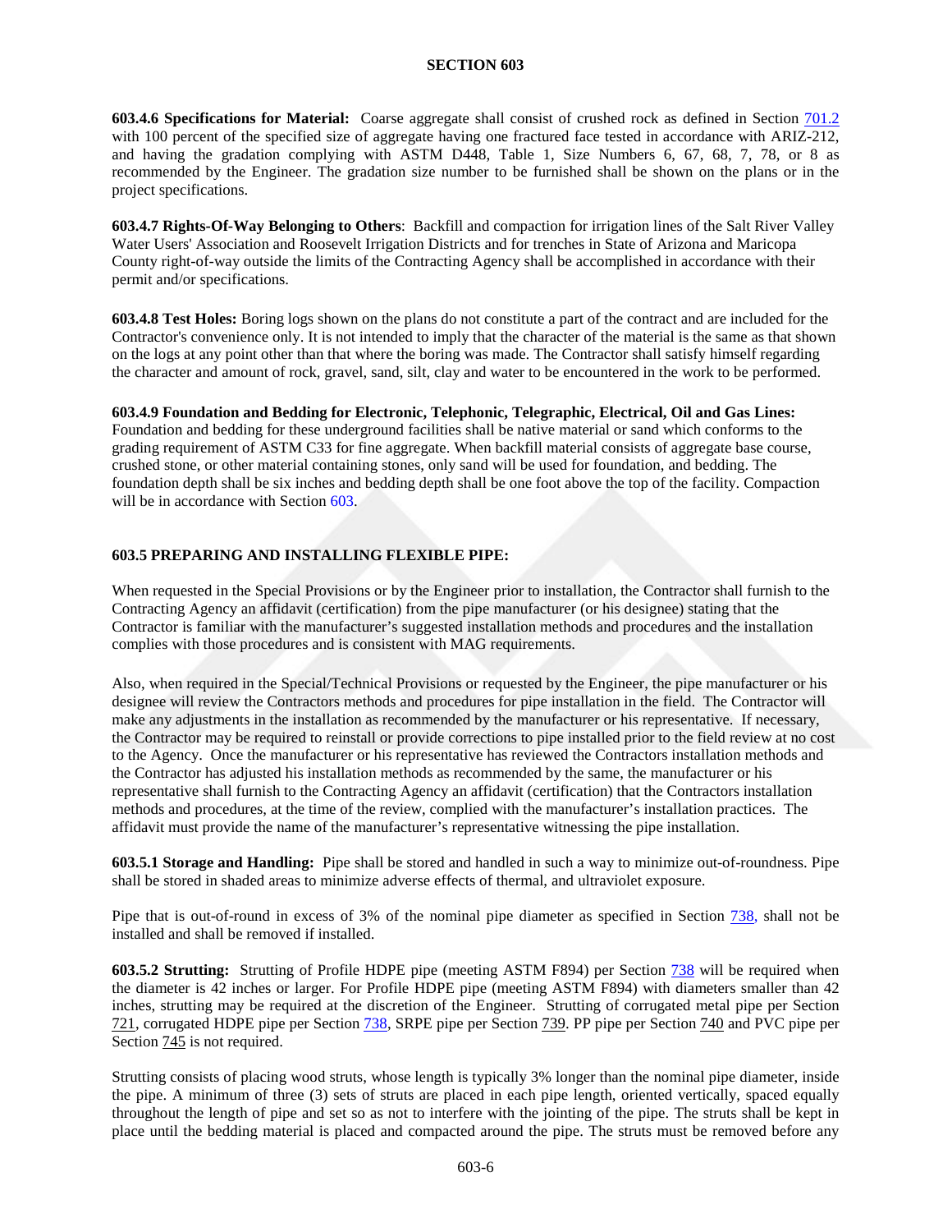**603.4.6 Specifications for Material:** Coarse aggregate shall consist of crushed rock as defined in Section 701.2 with 100 percent of the specified size of aggregate having one fractured face tested in accordance with ARIZ-212, and having the gradation complying with ASTM D448, Table 1, Size Numbers 6, 67, 68, 7, 78, or 8 as recommended by the Engineer. The gradation size number to be furnished shall be shown on the plans or in the project specifications.

**603.4.7 Rights-Of-Way Belonging to Others**: Backfill and compaction for irrigation lines of the Salt River Valley Water Users' Association and Roosevelt Irrigation Districts and for trenches in State of Arizona and Maricopa County right-of-way outside the limits of the Contracting Agency shall be accomplished in accordance with their permit and/or specifications.

**603.4.8 Test Holes:** Boring logs shown on the plans do not constitute a part of the contract and are included for the Contractor's convenience only. It is not intended to imply that the character of the material is the same as that shown on the logs at any point other than that where the boring was made. The Contractor shall satisfy himself regarding the character and amount of rock, gravel, sand, silt, clay and water to be encountered in the work to be performed.

**603.4.9 Foundation and Bedding for Electronic, Telephonic, Telegraphic, Electrical, Oil and Gas Lines:** Foundation and bedding for these underground facilities shall be native material or sand which conforms to the grading requirement of ASTM C33 for fine aggregate. When backfill material consists of aggregate base course, crushed stone, or other material containing stones, only sand will be used for foundation, and bedding. The foundation depth shall be six inches and bedding depth shall be one foot above the top of the facility. Compaction will be in accordance with Section 603.

## 603.5 PREPARING AND INSTALLING FLEXIBLE PIPE:

When requested in the Special Provisions or by the Engineer prior to installation, the Contractor shall furnish to the Contracting Agency an affidavit (certification) from the pipe manufacturer (or his designee) stating that the Contractor is familiar with the manufacturer's suggested installation methods and procedures and the installation complies with those procedures and is consistent with MAG requirements.

Also, when required in the Special/Technical Provisions or requested by the Engineer, the pipe manufacturer or his designee will review the Contractors methods and procedures for pipe installation in the field. The Contractor will make any adjustments in the installation as recommended by the manufacturer or his representative. If necessary, the Contractor may be required to reinstall or provide corrections to pipe installed prior to the field review at no cost to the Agency. Once the manufacturer or his representative has reviewed the Contractors installation methods and the Contractor has adjusted his installation methods as recommended by the same, the manufacturer or his representative shall furnish to the Contracting Agency an affidavit (certification) that the Contractors installation methods and procedures, at the time of the review, complied with the manufacturer's installation practices. The affidavit must provide the name of the manufacturer's representative witnessing the pipe installation.

**603.5.1 Storage and Handling:** Pipe shall be stored and handled in such a way to minimize out-of-roundness. Pipe shall be stored in shaded areas to minimize adverse effects of thermal, and ultraviolet exposure.

Pipe that is out-of-round in excess of 3% of the nominal pipe diameter as specified in Section 738, shall not be installed and shall be removed if installed.

**603.5.2 Strutting:** Strutting of Profile HDPE pipe (meeting ASTM F894) per Section 738 will be required when the diameter is 42 inches or larger. For Profile HDPE pipe (meeting ASTM F894) with diameters smaller than 42 inches, strutting may be required at the discretion of the Engineer. Strutting of corrugated metal pipe per Section 721, corrugated HDPE pipe per Section 738, SRPE pipe per Section 739. PP pipe per Section 740 and PVC pipe per Section 745 is not required.

Strutting consists of placing wood struts, whose length is typically 3% longer than the nominal pipe diameter, inside the pipe. A minimum of three (3) sets of struts are placed in each pipe length, oriented vertically, spaced equally throughout the length of pipe and set so as not to interfere with the jointing of the pipe. The struts shall be kept in place until the bedding material is placed and compacted around the pipe. The struts must be removed before any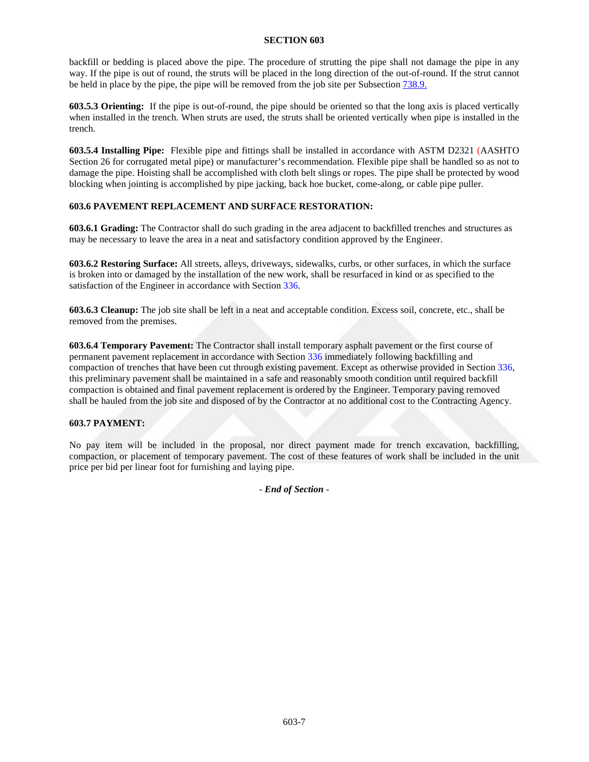backfill or bedding is placed above the pipe. The procedure of strutting the pipe shall not damage the pipe in any way. If the pipe is out of round, the struts will be placed in the long direction of the out-of-round. If the strut cannot be held in place by the pipe, the pipe will be removed from the job site per Subsection 738.9.

**603.5.3 Orienting:** If the pipe is out-of-round, the pipe should be oriented so that the long axis is placed vertically when installed in the trench. When struts are used, the struts shall be oriented vertically when pipe is installed in the trench.

**603.5.4 Installing Pipe:** Flexible pipe and fittings shall be installed in accordance with ASTM D2321 (AASHTO Section 26 for corrugated metal pipe) or manufacturer's recommendation. Flexible pipe shall be handled so as not to damage the pipe. Hoisting shall be accomplished with cloth belt slings or ropes. The pipe shall be protected by wood blocking when jointing is accomplished by pipe jacking, back hoe bucket, come-along, or cable pipe puller.

## 603.6 PAVEMENT REPLACEMENT AND SURFACE RESTORATION:

**603.6.1 Grading:** The Contractor shall do such grading in the area adjacent to backfilled trenches and structures as may be necessary to leave the area in a neat and satisfactory condition approved by the Engineer.

**603.6.2 Restoring Surface:** All streets, alleys, driveways, sidewalks, curbs, or other surfaces, in which the surface is broken into or damaged by the installation of the new work, shall be resurfaced in kind or as specified to the satisfaction of the Engineer in accordance with Section 336.

**603.6.3 Cleanup:** The job site shall be left in a neat and acceptable condition. Excess soil, concrete, etc., shall be removed from the premises.

**603.6.4 Temporary Pavement:** The Contractor shall install temporary asphalt pavement or the first course of permanent pavement replacement in accordance with Section 336 immediately following backfilling and compaction of trenches that have been cut through existing pavement. Except as otherwise provided in Section 336, this preliminary pavement shall be maintained in a safe and reasonably smooth condition until required backfill compaction is obtained and final pavement replacement is ordered by the Engineer. Temporary paving removed shall be hauled from the job site and disposed of by the Contractor at no additional cost to the Contracting Agency.

## 603.7 PAYMENT:

No pay item will be included in the proposal, nor direct payment made for trench excavation, backfilling, compaction, or placement of temporary pavement. The cost of these features of work shall be included in the unit price per bid per linear foot for furnishing and laying pipe.

*- End of Section -*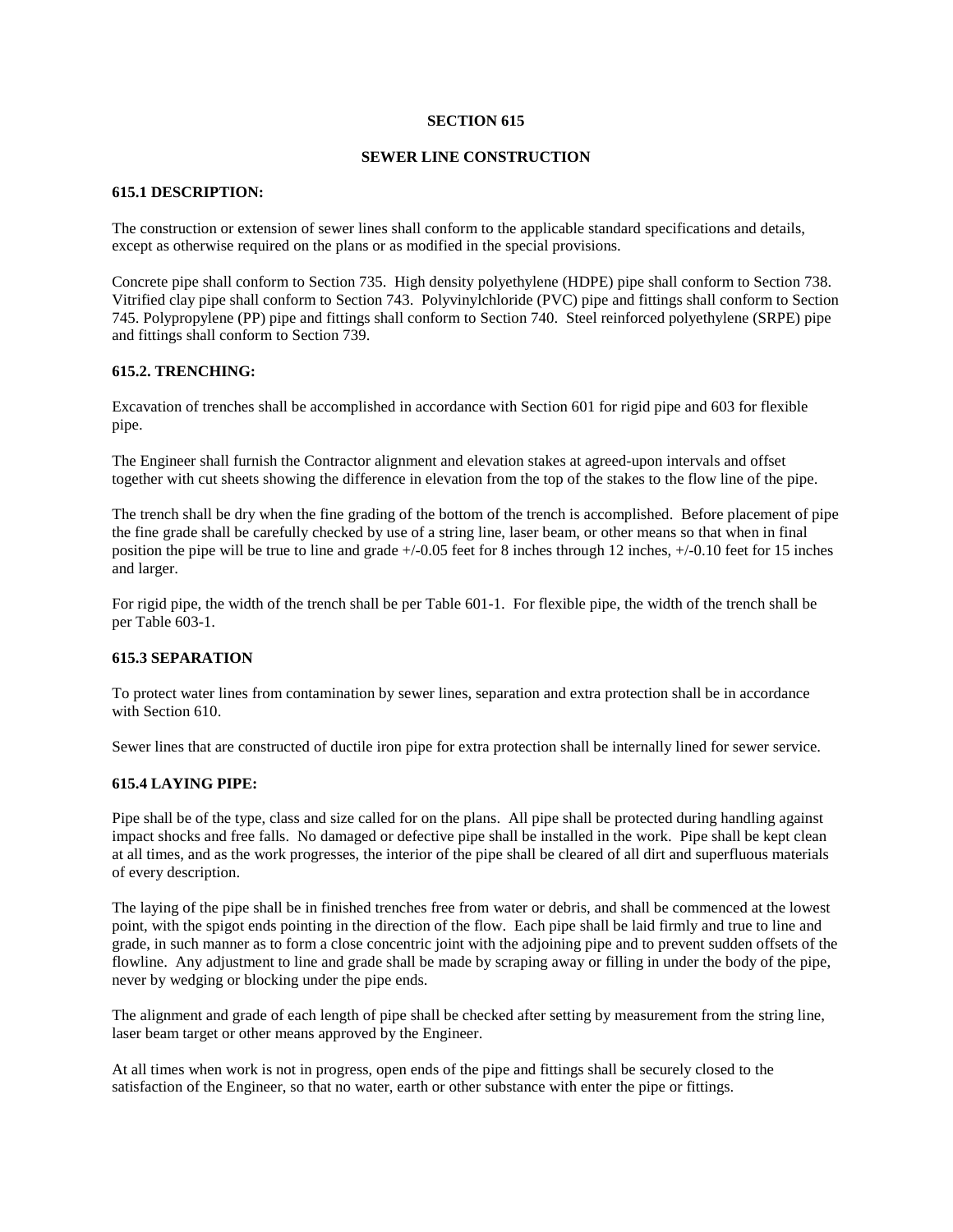# SECTION 615

## SEWER LINE CONSTRUCTION

### 615.1 DESCRIPTION:

The construction or extension of sewer lines shall conform to the applicable standard specifications and details, except as otherwise required on the plans or as modified in the special provisions.

Concrete pipe shall conform to Section 735. High density polyethylene (HDPE) pipe shall conform to Section 738. Vitrified clay pipe shall conform to Section 743. Polyvinylchloride (PVC) pipe and fittings shall conform to Section 745. Polypropylene (PP) pipe and fittings shall conform to Section 740. Steel reinforced polyethylene (SRPE) pipe and fittings shall conform to Section 739.

### 615.2. TRENCHING:

Excavation of trenches shall be accomplished in accordance with Section 601 for rigid pipe and 603 for flexible pipe.

The Engineer shall furnish the Contractor alignment and elevation stakes at agreed-upon intervals and offset together with cut sheets showing the difference in elevation from the top of the stakes to the flow line of the pipe.

The trench shall be dry when the fine grading of the bottom of the trench is accomplished. Before placement of pipe the fine grade shall be carefully checked by use of a string line, laser beam, or other means so that when in final position the pipe will be true to line and grade +/-0.05 feet for 8 inches through 12 inches, +/-0.10 feet for 15 inches and larger.

For rigid pipe, the width of the trench shall be per Table 601-1. For flexible pipe, the width of the trench shall be per Table 603-1.

### 615.3 SEPARATION

To protect water lines from contamination by sewer lines, separation and extra protection shall be in accordance with Section 610.

Sewer lines that are constructed of ductile iron pipe for extra protection shall be internally lined for sewer service.

### 615.4 LAYING PIPE:

Pipe shall be of the type, class and size called for on the plans. All pipe shall be protected during handling against impact shocks and free falls. No damaged or defective pipe shall be installed in the work. Pipe shall be kept clean at all times, and as the work progresses, the interior of the pipe shall be cleared of all dirt and superfluous materials of every description.

The laying of the pipe shall be in finished trenches free from water or debris, and shall be commenced at the lowest point, with the spigot ends pointing in the direction of the flow. Each pipe shall be laid firmly and true to line and grade, in such manner as to form a close concentric joint with the adjoining pipe and to prevent sudden offsets of the flowline. Any adjustment to line and grade shall be made by scraping away or filling in under the body of the pipe, never by wedging or blocking under the pipe ends.

The alignment and grade of each length of pipe shall be checked after setting by measurement from the string line, laser beam target or other means approved by the Engineer.

At all times when work is not in progress, open ends of the pipe and fittings shall be securely closed to the satisfaction of the Engineer, so that no water, earth or other substance with enter the pipe or fittings.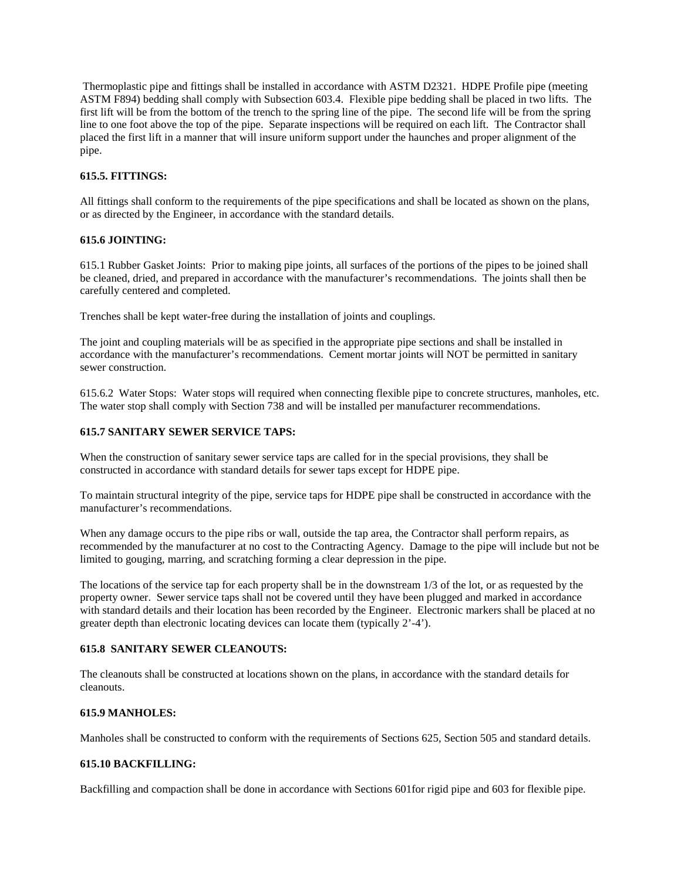Thermoplastic pipe and fittings shall be installed in accordance with ASTM D2321. HDPE Profile pipe (meeting ASTM F894) bedding shall comply with Subsection 603.4. Flexible pipe bedding shall be placed in two lifts. The first lift will be from the bottom of the trench to the spring line of the pipe. The second life will be from the spring line to one foot above the top of the pipe. Separate inspections will be required on each lift. The Contractor shall placed the first lift in a manner that will insure uniform support under the haunches and proper alignment of the pipe.

**615.5. FITTINGS:**

All fittings shall conform to the requirements of the pipe specifications and shall be located as shown on the plans, or as directed by the Engineer, in accordance with the standard details.

**615.6 JOINTING:**

615.1 Rubber Gasket Joints: Prior to making pipe joints, all surfaces of the portions of the pipes to be joined shall be cleaned, dried, and prepared in accordance with the manufacturer's recommendations. The joints shall then be carefully centered and completed.

Trenches shall be kept water-free during the installation of joints and couplings.

The joint and coupling materials will be as specified in the appropriate pipe sections and shall be installed in accordance with the manufacturer's recommendations. Cement mortar joints will NOT be permitted in sanitary sewer construction.

615.6.2 Water Stops: Water stops will required when connecting flexible pipe to concrete structures, manholes, etc. The water stop shall comply with Section 738 and will be installed per manufacturer recommendations.

**615.7 SANITARY SEWER SERVICE TAPS:**

When the construction of sanitary sewer service taps are called for in the special provisions, they shall be constructed in accordance with standard details for sewer taps except for HDPE pipe.

To maintain structural integrity of the pipe, service taps for HDPE pipe shall be constructed in accordance with the manufacturer's recommendations.

When any damage occurs to the pipe ribs or wall, outside the tap area, the Contractor shall perform repairs, as recommended by the manufacturer at no cost to the Contracting Agency. Damage to the pipe will include but not be limited to gouging, marring, and scratching forming a clear depression in the pipe.

The locations of the service tap for each property shall be in the downstream 1/3 of the lot, or as requested by the property owner. Sewer service taps shall not be covered until they have been plugged and marked in accordance with standard details and their location has been recorded by the Engineer. Electronic markers shall be placed at no greater depth than electronic locating devices can locate them (typically 2'-4').

**615.8 SANITARY SEWER CLEANOUTS:**

The cleanouts shall be constructed at locations shown on the plans, in accordance with the standard details for cleanouts.

**615.9 MANHOLES:**

Manholes shall be constructed to conform with the requirements of Sections 625, Section 505 and standard details.

**615.10 BACKFILLING:**

Backfilling and compaction shall be done in accordance with Sections 601for rigid pipe and 603 for flexible pipe.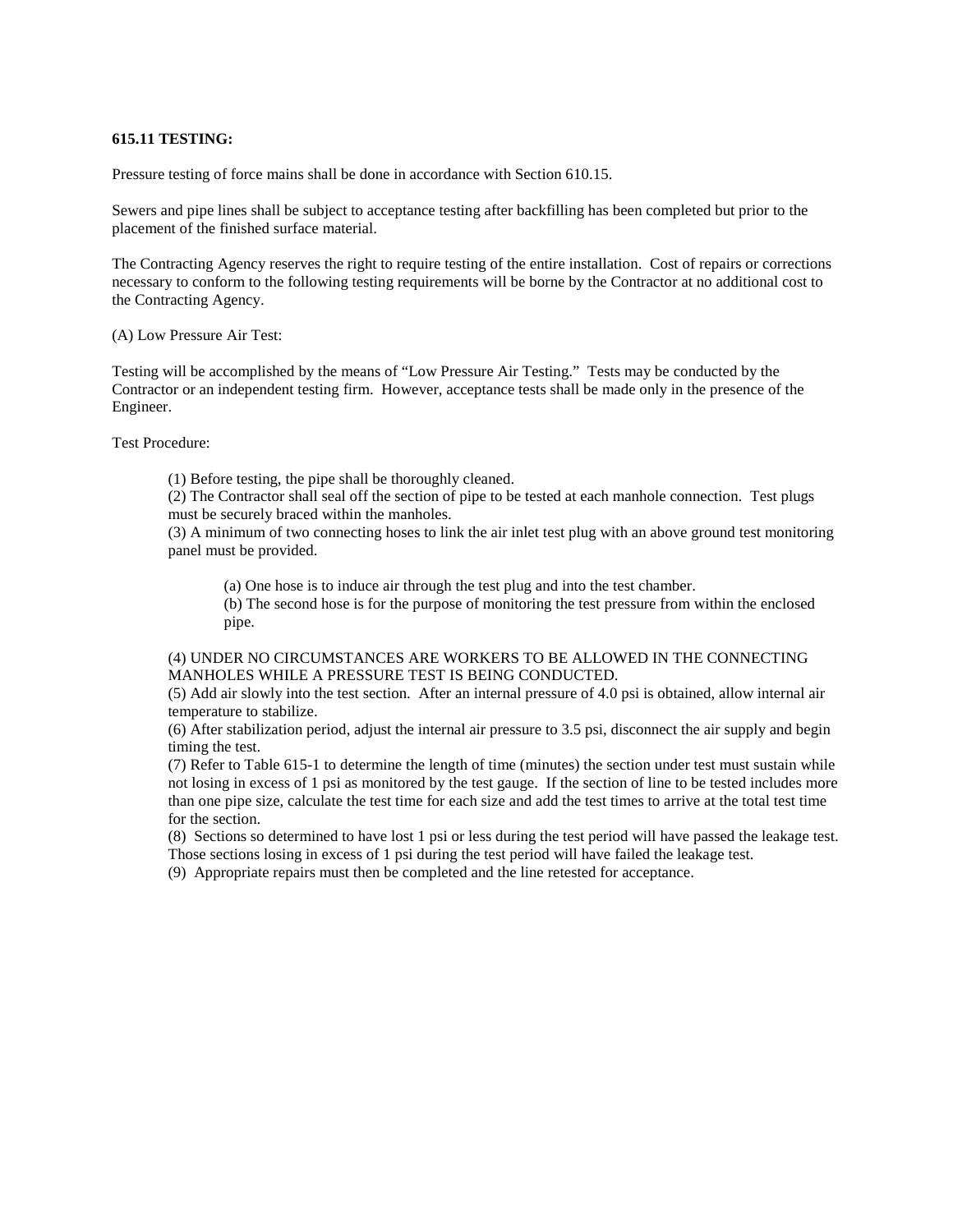**615.11 TESTING:**

Pressure testing of force mains shall be done in accordance with Section 610.15.

Sewers and pipe lines shall be subject to acceptance testing after backfilling has been completed but prior to the placement of the finished surface material.

The Contracting Agency reserves the right to require testing of the entire installation. Cost of repairs or corrections necessary to conform to the following testing requirements will be borne by the Contractor at no additional cost to the Contracting Agency.

(A) Low Pressure Air Test:

Testing will be accomplished by the means of "Low Pressure Air Testing." Tests may be conducted by the Contractor or an independent testing firm. However, acceptance tests shall be made only in the presence of the Engineer.

Test Procedure:

(1) Before testing, the pipe shall be thoroughly cleaned.
(2) The Contractor shall seal off the section of pipe to be tested at each manhole connection. Test plugs must be securely braced within the manholes.
(3) A minimum of two connecting hoses to link the air inlet test plug with an above ground test monitoring panel must be provided.

(a) One hose is to induce air through the test plug and into the test chamber.
(b) The second hose is for the purpose of monitoring the test pressure from within the enclosed pipe.

(4) UNDER NO CIRCUMSTANCES ARE WORKERS TO BE ALLOWED IN THE CONNECTING MANHOLES WHILE A PRESSURE TEST IS BEING CONDUCTED.
(5) Add air slowly into the test section. After an internal pressure of 4.0 psi is obtained, allow internal air temperature to stabilize.
(6) After stabilization period, adjust the internal air pressure to 3.5 psi, disconnect the air supply and begin timing the test.
(7) Refer to Table 615-1 to determine the length of time (minutes) the section under test must sustain while not losing in excess of 1 psi as monitored by the test gauge. If the section of line to be tested includes more than one pipe size, calculate the test time for each size and add the test times to arrive at the total test time for the section.
(8) Sections so determined to have lost 1 psi or less during the test period will have passed the leakage test. Those sections losing in excess of 1 psi during the test period will have failed the leakage test.
(9) Appropriate repairs must then be completed and the line retested for acceptance.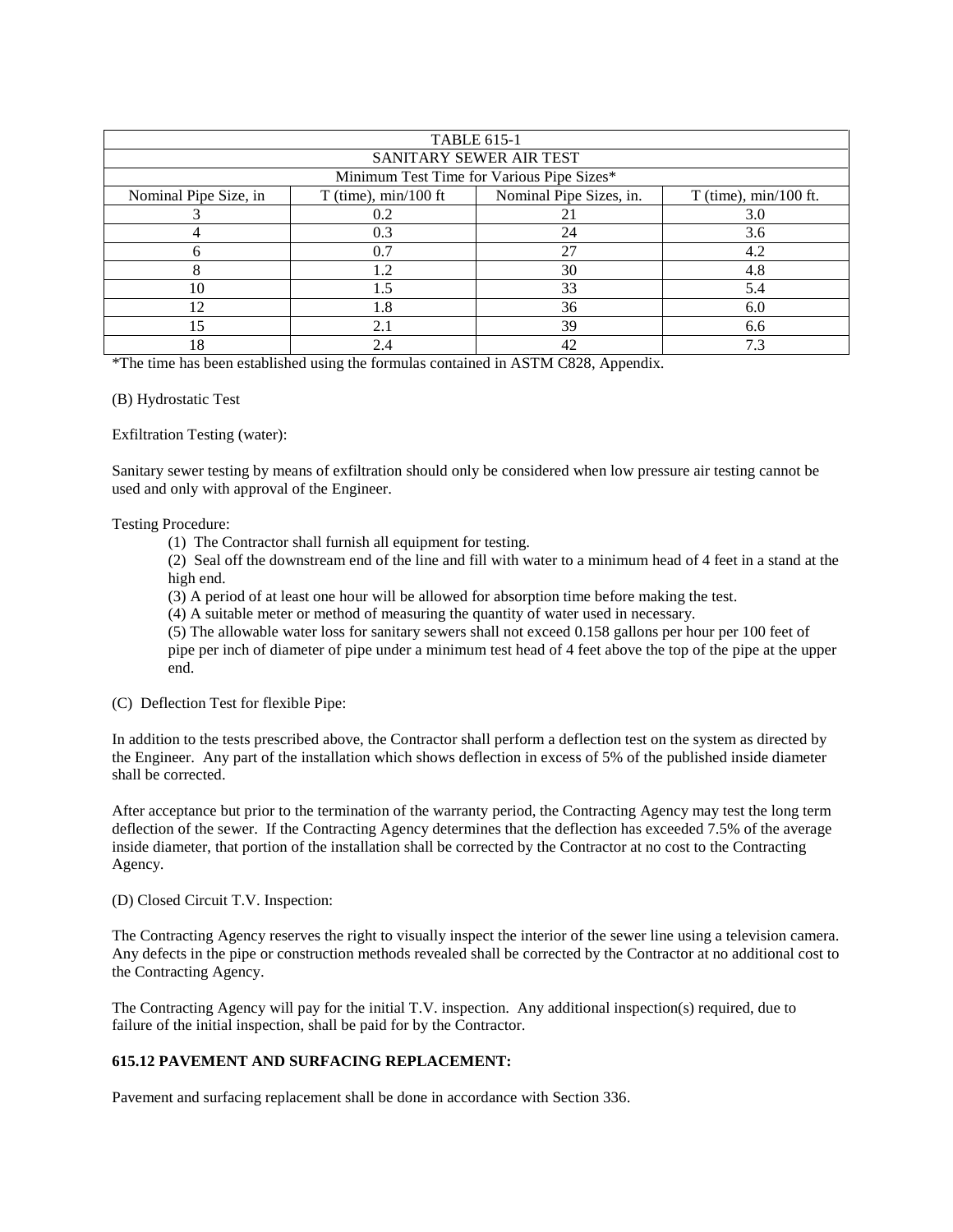| TABLE 615-1 | | | |
|---|---|---|---|
| SANITARY SEWER AIR TEST | | | |
| Minimum Test Time for Various Pipe Sizes* | | | |
| Nominal Pipe Size, in | T (time), min/100 ft | Nominal Pipe Sizes, in. | T (time), min/100 ft. |
| 3 | 0.2 | 21 | 3.0 |
| 4 | 0.3 | 24 | 3.6 |
| 6 | 0.7 | 27 | 4.2 |
| 8 | 1.2 | 30 | 4.8 |
| 10 | 1.5 | 33 | 5.4 |
| 12 | 1.8 | 36 | 6.0 |
| 15 | 2.1 | 39 | 6.6 |
| 18 | 2.4 | 42 | 7.3 |

*The time has been established using the formulas contained in ASTM C828, Appendix.

(B) Hydrostatic Test

Exfiltration Testing (water):

Sanitary sewer testing by means of exfiltration should only be considered when low pressure air testing cannot be used and only with approval of the Engineer.

Testing Procedure:

(1) The Contractor shall furnish all equipment for testing.

(2) Seal off the downstream end of the line and fill with water to a minimum head of 4 feet in a stand at the high end.

(3) A period of at least one hour will be allowed for absorption time before making the test.

(4) A suitable meter or method of measuring the quantity of water used in necessary.

(5) The allowable water loss for sanitary sewers shall not exceed 0.158 gallons per hour per 100 feet of pipe per inch of diameter of pipe under a minimum test head of 4 feet above the top of the pipe at the upper end.

(C) Deflection Test for flexible Pipe:

In addition to the tests prescribed above, the Contractor shall perform a deflection test on the system as directed by the Engineer. Any part of the installation which shows deflection in excess of 5% of the published inside diameter shall be corrected.

After acceptance but prior to the termination of the warranty period, the Contracting Agency may test the long term deflection of the sewer. If the Contracting Agency determines that the deflection has exceeded 7.5% of the average inside diameter, that portion of the installation shall be corrected by the Contractor at no cost to the Contracting Agency.

(D) Closed Circuit T.V. Inspection:

The Contracting Agency reserves the right to visually inspect the interior of the sewer line using a television camera. Any defects in the pipe or construction methods revealed shall be corrected by the Contractor at no additional cost to the Contracting Agency.

The Contracting Agency will pay for the initial T.V. inspection. Any additional inspection(s) required, due to failure of the initial inspection, shall be paid for by the Contractor.

**615.12 PAVEMENT AND SURFACING REPLACEMENT:**

Pavement and surfacing replacement shall be done in accordance with Section 336.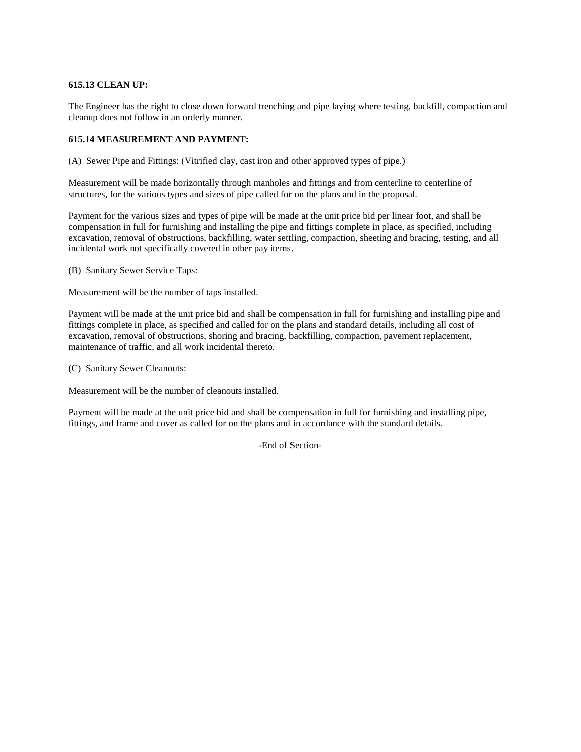**615.13 CLEAN UP:**

The Engineer has the right to close down forward trenching and pipe laying where testing, backfill, compaction and cleanup does not follow in an orderly manner.

**615.14 MEASUREMENT AND PAYMENT:**

(A) Sewer Pipe and Fittings: (Vitrified clay, cast iron and other approved types of pipe.)

Measurement will be made horizontally through manholes and fittings and from centerline to centerline of structures, for the various types and sizes of pipe called for on the plans and in the proposal.

Payment for the various sizes and types of pipe will be made at the unit price bid per linear foot, and shall be compensation in full for furnishing and installing the pipe and fittings complete in place, as specified, including excavation, removal of obstructions, backfilling, water settling, compaction, sheeting and bracing, testing, and all incidental work not specifically covered in other pay items.

(B) Sanitary Sewer Service Taps:

Measurement will be the number of taps installed.

Payment will be made at the unit price bid and shall be compensation in full for furnishing and installing pipe and fittings complete in place, as specified and called for on the plans and standard details, including all cost of excavation, removal of obstructions, shoring and bracing, backfilling, compaction, pavement replacement, maintenance of traffic, and all work incidental thereto.

(C) Sanitary Sewer Cleanouts:

Measurement will be the number of cleanouts installed.

Payment will be made at the unit price bid and shall be compensation in full for furnishing and installing pipe, fittings, and frame and cover as called for on the plans and in accordance with the standard details.

-End of Section-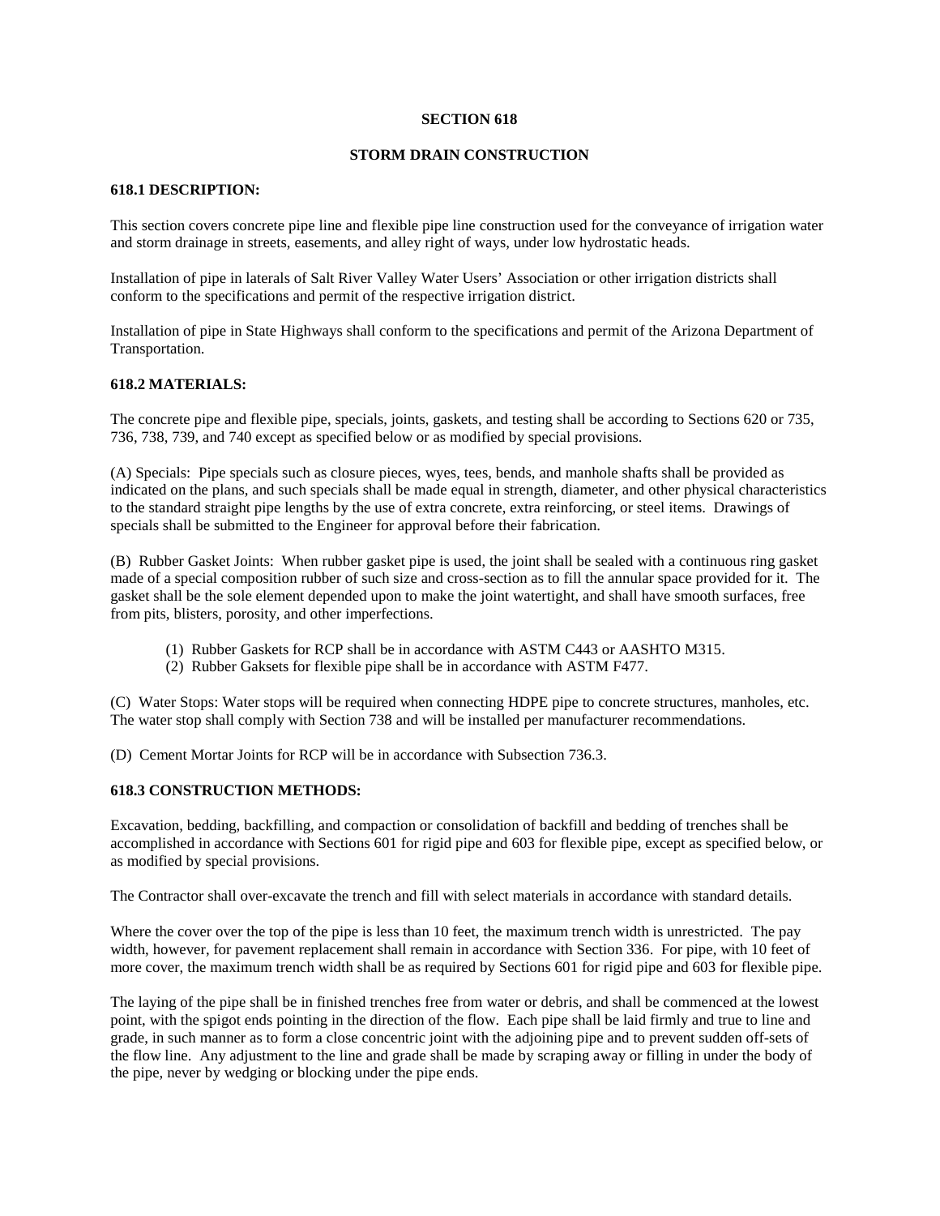## SECTION 618

## STORM DRAIN CONSTRUCTION

### 618.1 DESCRIPTION:

This section covers concrete pipe line and flexible pipe line construction used for the conveyance of irrigation water and storm drainage in streets, easements, and alley right of ways, under low hydrostatic heads.

Installation of pipe in laterals of Salt River Valley Water Users' Association or other irrigation districts shall conform to the specifications and permit of the respective irrigation district.

Installation of pipe in State Highways shall conform to the specifications and permit of the Arizona Department of Transportation.

### 618.2 MATERIALS:

The concrete pipe and flexible pipe, specials, joints, gaskets, and testing shall be according to Sections 620 or 735, 736, 738, 739, and 740 except as specified below or as modified by special provisions.

(A) Specials: Pipe specials such as closure pieces, wyes, tees, bends, and manhole shafts shall be provided as indicated on the plans, and such specials shall be made equal in strength, diameter, and other physical characteristics to the standard straight pipe lengths by the use of extra concrete, extra reinforcing, or steel items. Drawings of specials shall be submitted to the Engineer for approval before their fabrication.

(B) Rubber Gasket Joints: When rubber gasket pipe is used, the joint shall be sealed with a continuous ring gasket made of a special composition rubber of such size and cross-section as to fill the annular space provided for it. The gasket shall be the sole element depended upon to make the joint watertight, and shall have smooth surfaces, free from pits, blisters, porosity, and other imperfections.

(1) Rubber Gaskets for RCP shall be in accordance with ASTM C443 or AASHTO M315.
(2) Rubber Gaksets for flexible pipe shall be in accordance with ASTM F477.

(C) Water Stops: Water stops will be required when connecting HDPE pipe to concrete structures, manholes, etc. The water stop shall comply with Section 738 and will be installed per manufacturer recommendations.

(D) Cement Mortar Joints for RCP will be in accordance with Subsection 736.3.

### 618.3 CONSTRUCTION METHODS:

Excavation, bedding, backfilling, and compaction or consolidation of backfill and bedding of trenches shall be accomplished in accordance with Sections 601 for rigid pipe and 603 for flexible pipe, except as specified below, or as modified by special provisions.

The Contractor shall over-excavate the trench and fill with select materials in accordance with standard details.

Where the cover over the top of the pipe is less than 10 feet, the maximum trench width is unrestricted. The pay width, however, for pavement replacement shall remain in accordance with Section 336. For pipe, with 10 feet of more cover, the maximum trench width shall be as required by Sections 601 for rigid pipe and 603 for flexible pipe.

The laying of the pipe shall be in finished trenches free from water or debris, and shall be commenced at the lowest point, with the spigot ends pointing in the direction of the flow. Each pipe shall be laid firmly and true to line and grade, in such manner as to form a close concentric joint with the adjoining pipe and to prevent sudden off-sets of the flow line. Any adjustment to the line and grade shall be made by scraping away or filling in under the body of the pipe, never by wedging or blocking under the pipe ends.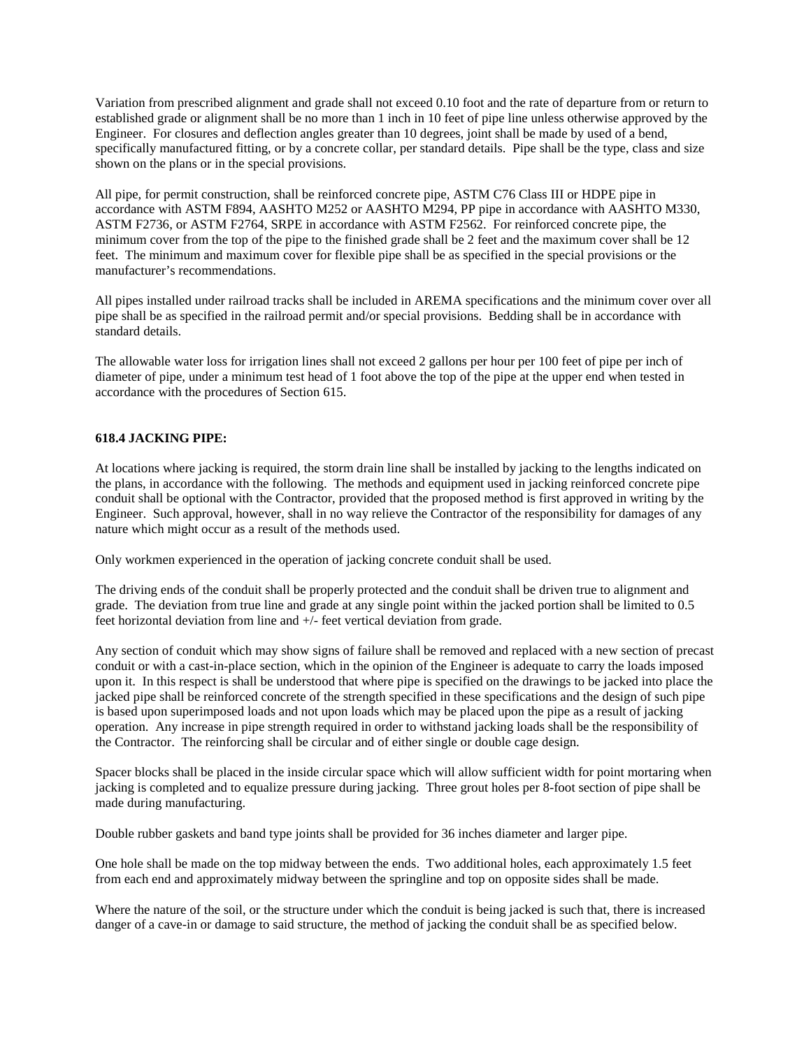Variation from prescribed alignment and grade shall not exceed 0.10 foot and the rate of departure from or return to established grade or alignment shall be no more than 1 inch in 10 feet of pipe line unless otherwise approved by the Engineer. For closures and deflection angles greater than 10 degrees, joint shall be made by used of a bend, specifically manufactured fitting, or by a concrete collar, per standard details. Pipe shall be the type, class and size shown on the plans or in the special provisions.

All pipe, for permit construction, shall be reinforced concrete pipe, ASTM C76 Class III or HDPE pipe in accordance with ASTM F894, AASHTO M252 or AASHTO M294, PP pipe in accordance with AASHTO M330, ASTM F2736, or ASTM F2764, SRPE in accordance with ASTM F2562. For reinforced concrete pipe, the minimum cover from the top of the pipe to the finished grade shall be 2 feet and the maximum cover shall be 12 feet. The minimum and maximum cover for flexible pipe shall be as specified in the special provisions or the manufacturer's recommendations.

All pipes installed under railroad tracks shall be included in AREMA specifications and the minimum cover over all pipe shall be as specified in the railroad permit and/or special provisions. Bedding shall be in accordance with standard details.

The allowable water loss for irrigation lines shall not exceed 2 gallons per hour per 100 feet of pipe per inch of diameter of pipe, under a minimum test head of 1 foot above the top of the pipe at the upper end when tested in accordance with the procedures of Section 615.

**618.4 JACKING PIPE:**

At locations where jacking is required, the storm drain line shall be installed by jacking to the lengths indicated on the plans, in accordance with the following. The methods and equipment used in jacking reinforced concrete pipe conduit shall be optional with the Contractor, provided that the proposed method is first approved in writing by the Engineer. Such approval, however, shall in no way relieve the Contractor of the responsibility for damages of any nature which might occur as a result of the methods used.

Only workmen experienced in the operation of jacking concrete conduit shall be used.

The driving ends of the conduit shall be properly protected and the conduit shall be driven true to alignment and grade. The deviation from true line and grade at any single point within the jacked portion shall be limited to 0.5 feet horizontal deviation from line and +/- feet vertical deviation from grade.

Any section of conduit which may show signs of failure shall be removed and replaced with a new section of precast conduit or with a cast-in-place section, which in the opinion of the Engineer is adequate to carry the loads imposed upon it. In this respect is shall be understood that where pipe is specified on the drawings to be jacked into place the jacked pipe shall be reinforced concrete of the strength specified in these specifications and the design of such pipe is based upon superimposed loads and not upon loads which may be placed upon the pipe as a result of jacking operation. Any increase in pipe strength required in order to withstand jacking loads shall be the responsibility of the Contractor. The reinforcing shall be circular and of either single or double cage design.

Spacer blocks shall be placed in the inside circular space which will allow sufficient width for point mortaring when jacking is completed and to equalize pressure during jacking. Three grout holes per 8-foot section of pipe shall be made during manufacturing.

Double rubber gaskets and band type joints shall be provided for 36 inches diameter and larger pipe.

One hole shall be made on the top midway between the ends. Two additional holes, each approximately 1.5 feet from each end and approximately midway between the springline and top on opposite sides shall be made.

Where the nature of the soil, or the structure under which the conduit is being jacked is such that, there is increased danger of a cave-in or damage to said structure, the method of jacking the conduit shall be as specified below.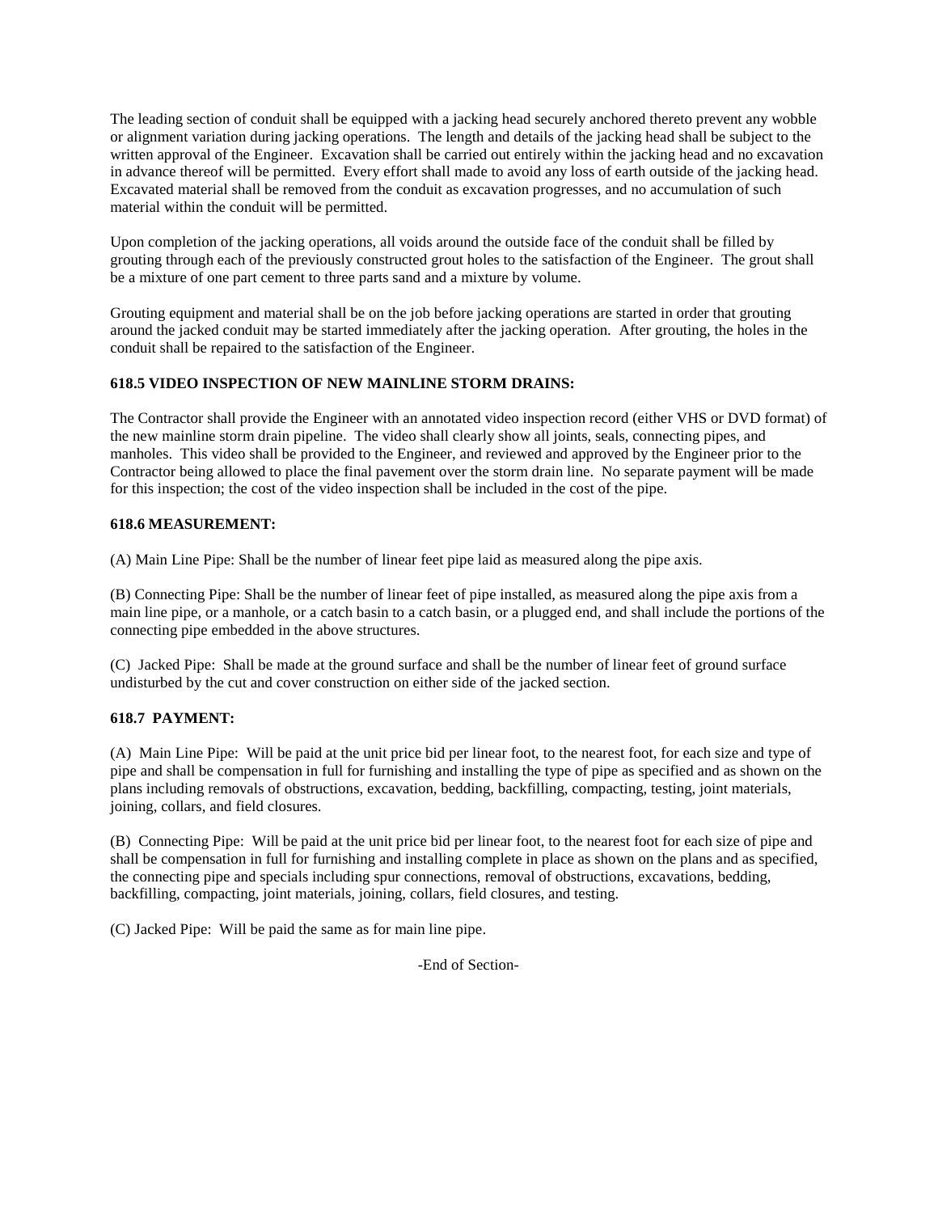The leading section of conduit shall be equipped with a jacking head securely anchored thereto prevent any wobble or alignment variation during jacking operations. The length and details of the jacking head shall be subject to the written approval of the Engineer. Excavation shall be carried out entirely within the jacking head and no excavation in advance thereof will be permitted. Every effort shall made to avoid any loss of earth outside of the jacking head. Excavated material shall be removed from the conduit as excavation progresses, and no accumulation of such material within the conduit will be permitted.

Upon completion of the jacking operations, all voids around the outside face of the conduit shall be filled by grouting through each of the previously constructed grout holes to the satisfaction of the Engineer. The grout shall be a mixture of one part cement to three parts sand and a mixture by volume.

Grouting equipment and material shall be on the job before jacking operations are started in order that grouting around the jacked conduit may be started immediately after the jacking operation. After grouting, the holes in the conduit shall be repaired to the satisfaction of the Engineer.

**618.5 VIDEO INSPECTION OF NEW MAINLINE STORM DRAINS:**

The Contractor shall provide the Engineer with an annotated video inspection record (either VHS or DVD format) of the new mainline storm drain pipeline. The video shall clearly show all joints, seals, connecting pipes, and manholes. This video shall be provided to the Engineer, and reviewed and approved by the Engineer prior to the Contractor being allowed to place the final pavement over the storm drain line. No separate payment will be made for this inspection; the cost of the video inspection shall be included in the cost of the pipe.

**618.6 MEASUREMENT:**

(A) Main Line Pipe: Shall be the number of linear feet pipe laid as measured along the pipe axis.

(B) Connecting Pipe: Shall be the number of linear feet of pipe installed, as measured along the pipe axis from a main line pipe, or a manhole, or a catch basin to a catch basin, or a plugged end, and shall include the portions of the connecting pipe embedded in the above structures.

(C) Jacked Pipe: Shall be made at the ground surface and shall be the number of linear feet of ground surface undisturbed by the cut and cover construction on either side of the jacked section.

**618.7 PAYMENT:**

(A) Main Line Pipe: Will be paid at the unit price bid per linear foot, to the nearest foot, for each size and type of pipe and shall be compensation in full for furnishing and installing the type of pipe as specified and as shown on the plans including removals of obstructions, excavation, bedding, backfilling, compacting, testing, joint materials, joining, collars, and field closures.

(B) Connecting Pipe: Will be paid at the unit price bid per linear foot, to the nearest foot for each size of pipe and shall be compensation in full for furnishing and installing complete in place as shown on the plans and as specified, the connecting pipe and specials including spur connections, removal of obstructions, excavations, bedding, backfilling, compacting, joint materials, joining, collars, field closures, and testing.

(C) Jacked Pipe: Will be paid the same as for main line pipe.

-End of Section-